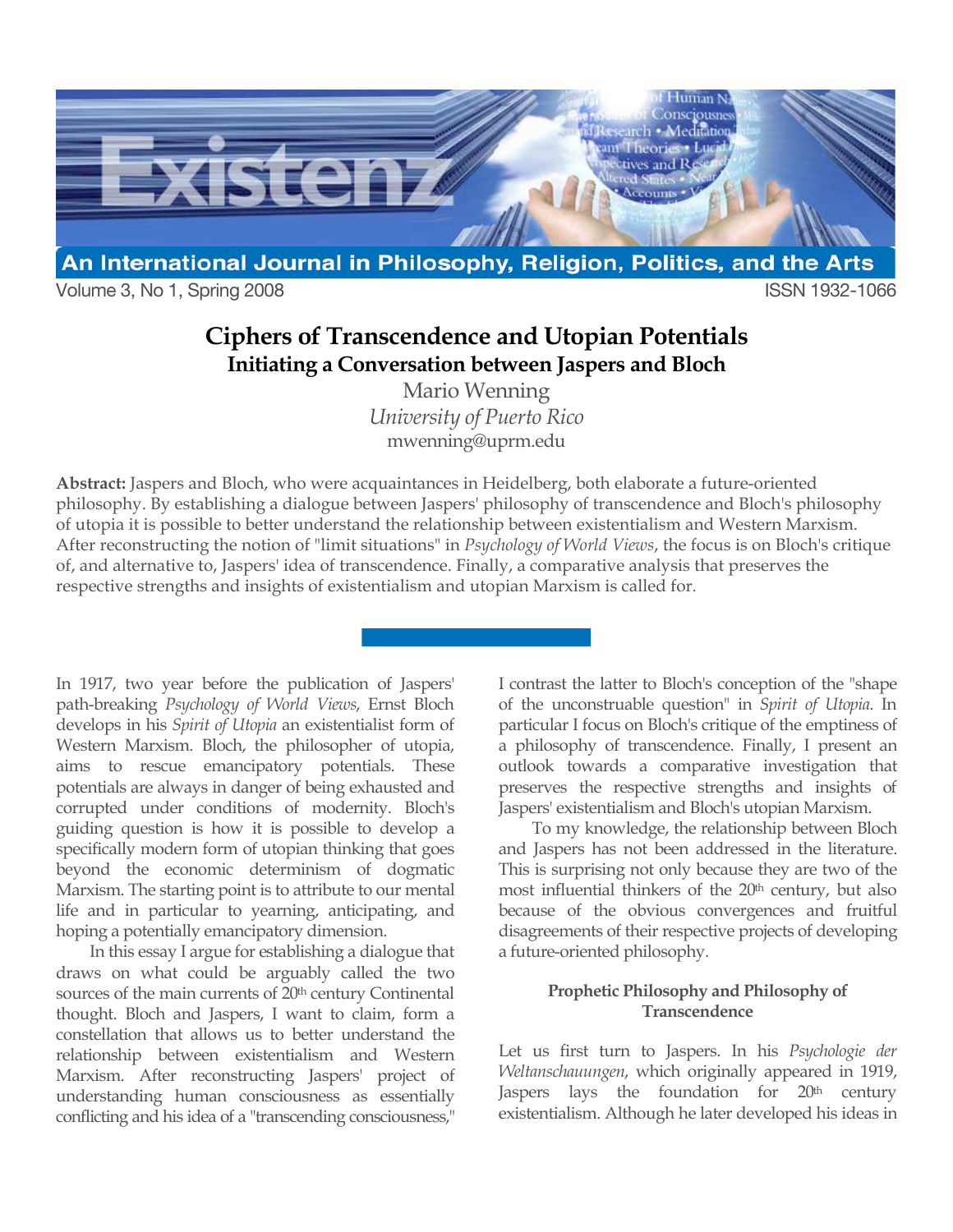# Ciphers of Transcendence and Utopian Potentials

## Initiating a Conversation between Jaspers and Bloch

Mario Wenning
*University of Puerto Rico*
mwenning@uprm.edu

**Abstract:** Jaspers and Bloch, who were acquaintances in Heidelberg, both elaborate a future-oriented philosophy. By establishing a dialogue between Jaspers' philosophy of transcendence and Bloch's philosophy of utopia it is possible to better understand the relationship between existentialism and Western Marxism. After reconstructing the notion of "limit situations" in *Psychology of World Views*, the focus is on Bloch's critique of, and alternative to, Jaspers' idea of transcendence. Finally, a comparative analysis that preserves the respective strengths and insights of existentialism and utopian Marxism is called for.

In 1917, two year before the publication of Jaspers' path-breaking *Psychology of World Views*, Ernst Bloch develops in his *Spirit of Utopia* an existentialist form of Western Marxism. Bloch, the philosopher of utopia, aims to rescue emancipatory potentials. These potentials are always in danger of being exhausted and corrupted under conditions of modernity. Bloch's guiding question is how it is possible to develop a specifically modern form of utopian thinking that goes beyond the economic determinism of dogmatic Marxism. The starting point is to attribute to our mental life and in particular to yearning, anticipating, and hoping a potentially emancipatory dimension.

In this essay I argue for establishing a dialogue that draws on what could be arguably called the two sources of the main currents of 20th century Continental thought. Bloch and Jaspers, I want to claim, form a constellation that allows us to better understand the relationship between existentialism and Western Marxism. After reconstructing Jaspers' project of understanding human consciousness as essentially conflicting and his idea of a "transcending consciousness," I contrast the latter to Bloch's conception of the "shape of the unconstruable question" in *Spirit of Utopia*. In particular I focus on Bloch's critique of the emptiness of a philosophy of transcendence. Finally, I present an outlook towards a comparative investigation that preserves the respective strengths and insights of Jaspers' existentialism and Bloch's utopian Marxism.

To my knowledge, the relationship between Bloch and Jaspers has not been addressed in the literature. This is surprising not only because they are two of the most influential thinkers of the 20th century, but also because of the obvious convergences and fruitful disagreements of their respective projects of developing a future-oriented philosophy.

### Prophetic Philosophy and Philosophy of Transcendence

Let us first turn to Jaspers. In his *Psychologie der Weltanschauungen*, which originally appeared in 1919, Jaspers lays the foundation for 20th century existentialism. Although he later developed his ideas in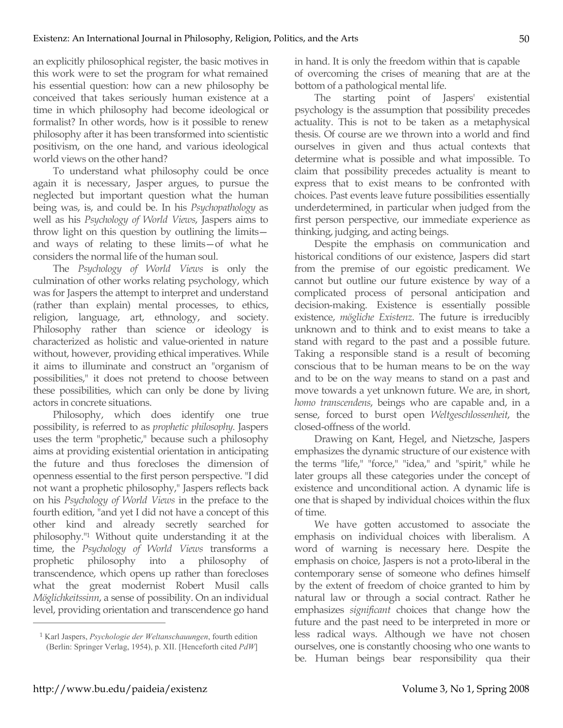an explicitly philosophical register, the basic motives in this work were to set the program for what remained his essential question: how can a new philosophy be conceived that takes seriously human existence at a time in which philosophy had become ideological or formalist? In other words, how is it possible to renew philosophy after it has been transformed into scientistic positivism, on the one hand, and various ideological world views on the other hand?

To understand what philosophy could be once again it is necessary, Jasper argues, to pursue the neglected but important question what the human being was, is, and could be. In his *Psychopathology* as well as his *Psychology of World Views*, Jaspers aims to throw light on this question by outlining the limits—and ways of relating to these limits—of what he considers the normal life of the human soul.

The *Psychology of World Views* is only the culmination of other works relating psychology, which was for Jaspers the attempt to interpret and understand (rather than explain) mental processes, to ethics, religion, language, art, ethnology, and society. Philosophy rather than science or ideology is characterized as holistic and value-oriented in nature without, however, providing ethical imperatives. While it aims to illuminate and construct an "organism of possibilities," it does not pretend to choose between these possibilities, which can only be done by living actors in concrete situations.

Philosophy, which does identify one true possibility, is referred to as *prophetic philosophy*. Jaspers uses the term "prophetic," because such a philosophy aims at providing existential orientation in anticipating the future and thus forecloses the dimension of openness essential to the first person perspective. "I did not want a prophetic philosophy," Jaspers reflects back on his *Psychology of World Views* in the preface to the fourth edition, "and yet I did not have a concept of this other kind and already secretly searched for philosophy."[1] Without quite understanding it at the time, the *Psychology of World Views* transforms a prophetic philosophy into a philosophy of transcendence, which opens up rather than forecloses what the great modernist Robert Musil calls *Möglichkeitssinn*, a sense of possibility. On an individual level, providing orientation and transcendence go hand in hand. It is only the freedom within that is capable of overcoming the crises of meaning that are at the bottom of a pathological mental life.

The starting point of Jaspers' existential psychology is the assumption that possibility precedes actuality. This is not to be taken as a metaphysical thesis. Of course are we thrown into a world and find ourselves in given and thus actual contexts that determine what is possible and what impossible. To claim that possibility precedes actuality is meant to express that to exist means to be confronted with choices. Past events leave future possibilities essentially underdetermined, in particular when judged from the first person perspective, our immediate experience as thinking, judging, and acting beings.

Despite the emphasis on communication and historical conditions of our existence, Jaspers did start from the premise of our egoistic predicament. We cannot but outline our future existence by way of a complicated process of personal anticipation and decision-making. Existence is essentially possible existence, *mögliche Existenz*. The future is irreducibly unknown and to think and to exist means to take a stand with regard to the past and a possible future. Taking a responsible stand is a result of becoming conscious that to be human means to be on the way and to be on the way means to stand on a past and move towards a yet unknown future. We are, in short, *homo transcendens*, beings who are capable and, in a sense, forced to burst open *Weltgeschlossenheit*, the closed-offness of the world.

Drawing on Kant, Hegel, and Nietzsche, Jaspers emphasizes the dynamic structure of our existence with the terms "life," "force," "idea," and "spirit," while he later groups all these categories under the concept of existence and unconditional action. A dynamic life is one that is shaped by individual choices within the flux of time.

We have gotten accustomed to associate the emphasis on individual choices with liberalism. A word of warning is necessary here. Despite the emphasis on choice, Jaspers is not a proto-liberal in the contemporary sense of someone who defines himself by the extent of freedom of choice granted to him by natural law or through a social contract. Rather he emphasizes *significant* choices that change how the future and the past need to be interpreted in more or less radical ways. Although we have not chosen ourselves, one is constantly choosing who one wants to be. Human beings bear responsibility qua their

---

[1] Karl Jaspers, *Psychologie der Weltanschauungen*, fourth edition (Berlin: Springer Verlag, 1954), p. XII. [Henceforth cited *PdW*]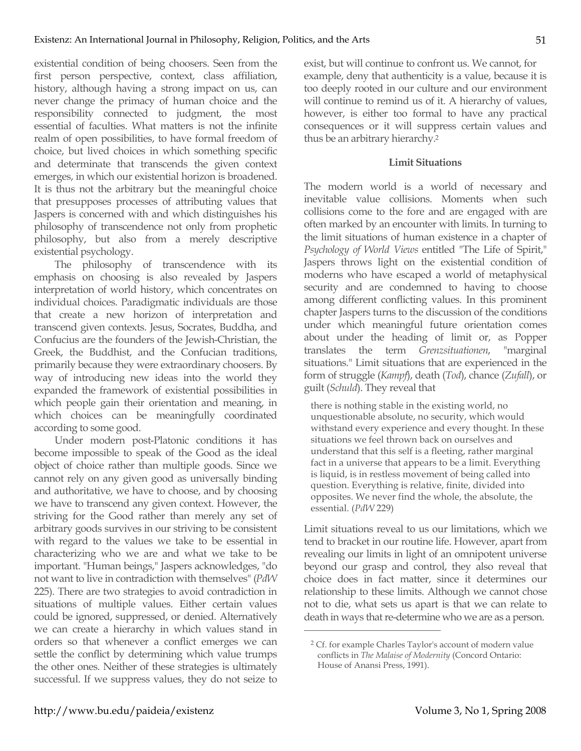existential condition of being choosers. Seen from the first person perspective, context, class affiliation, history, although having a strong impact on us, can never change the primacy of human choice and the responsibility connected to judgment, the most essential of faculties. What matters is not the infinite realm of open possibilities, to have formal freedom of choice, but lived choices in which something specific and determinate that transcends the given context emerges, in which our existential horizon is broadened. It is thus not the arbitrary but the meaningful choice that presupposes processes of attributing values that Jaspers is concerned with and which distinguishes his philosophy of transcendence not only from prophetic philosophy, but also from a merely descriptive existential psychology.

The philosophy of transcendence with its emphasis on choosing is also revealed by Jaspers interpretation of world history, which concentrates on individual choices. Paradigmatic individuals are those that create a new horizon of interpretation and transcend given contexts. Jesus, Socrates, Buddha, and Confucius are the founders of the Jewish-Christian, the Greek, the Buddhist, and the Confucian traditions, primarily because they were extraordinary choosers. By way of introducing new ideas into the world they expanded the framework of existential possibilities in which people gain their orientation and meaning, in which choices can be meaningfully coordinated according to some good.

Under modern post-Platonic conditions it has become impossible to speak of the Good as the ideal object of choice rather than multiple goods. Since we cannot rely on any given good as universally binding and authoritative, we have to choose, and by choosing we have to transcend any given context. However, the striving for the Good rather than merely any set of arbitrary goods survives in our striving to be consistent with regard to the values we take to be essential in characterizing who we are and what we take to be important. "Human beings," Jaspers acknowledges, "do not want to live in contradiction with themselves" (*PdW* 225). There are two strategies to avoid contradiction in situations of multiple values. Either certain values could be ignored, suppressed, or denied. Alternatively we can create a hierarchy in which values stand in orders so that whenever a conflict emerges we can settle the conflict by determining which value trumps the other ones. Neither of these strategies is ultimately successful. If we suppress values, they do not seize to exist, but will continue to confront us. We cannot, for example, deny that authenticity is a value, because it is too deeply rooted in our culture and our environment will continue to remind us of it. A hierarchy of values, however, is either too formal to have any practical consequences or it will suppress certain values and thus be an arbitrary hierarchy.[2]

### Limit Situations

The modern world is a world of necessary and inevitable value collisions. Moments when such collisions come to the fore and are engaged with are often marked by an encounter with limits. In turning to the limit situations of human existence in a chapter of *Psychology of World Views* entitled "The Life of Spirit," Jaspers throws light on the existential condition of moderns who have escaped a world of metaphysical security and are condemned to having to choose among different conflicting values. In this prominent chapter Jaspers turns to the discussion of the conditions under which meaningful future orientation comes about under the heading of limit or, as Popper translates the term *Grenzsituationen*, "marginal situations." Limit situations that are experienced in the form of struggle (*Kampf*), death (*Tod*), chance (*Zufall*), or guilt (*Schuld*). They reveal that

> there is nothing stable in the existing world, no unquestionable absolute, no security, which would withstand every experience and every thought. In these situations we feel thrown back on ourselves and understand that this self is a fleeting, rather marginal fact in a universe that appears to be a limit. Everything is liquid, is in restless movement of being called into question. Everything is relative, finite, divided into opposites. We never find the whole, the absolute, the essential. (*PdW* 229)

Limit situations reveal to us our limitations, which we tend to bracket in our routine life. However, apart from revealing our limits in light of an omnipotent universe beyond our grasp and control, they also reveal that choice does in fact matter, since it determines our relationship to these limits. Although we cannot chose not to die, what sets us apart is that we can relate to death in ways that re-determine who we are as a person.

---

[2] Cf. for example Charles Taylor's account of modern value conflicts in *The Malaise of Modernity* (Concord Ontario: House of Anansi Press, 1991).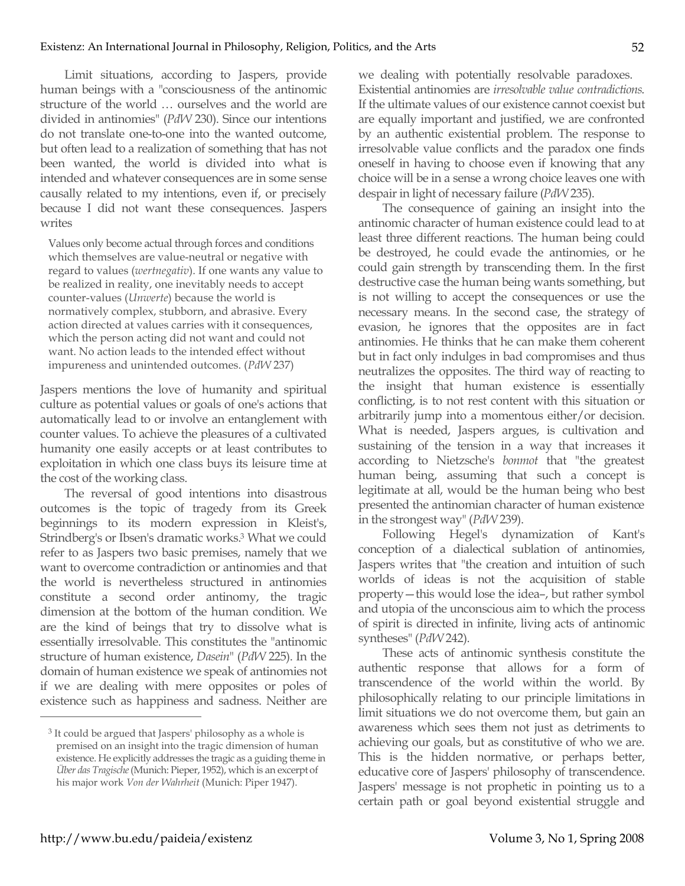Limit situations, according to Jaspers, provide human beings with a "consciousness of the antinomic structure of the world … ourselves and the world are divided in antinomies" (*PdW* 230). Since our intentions do not translate one-to-one into the wanted outcome, but often lead to a realization of something that has not been wanted, the world is divided into what is intended and whatever consequences are in some sense causally related to my intentions, even if, or precisely because I did not want these consequences. Jaspers writes

> Values only become actual through forces and conditions which themselves are value-neutral or negative with regard to values (*wertnegativ*). If one wants any value to be realized in reality, one inevitably needs to accept counter-values (*Unwerte*) because the world is normatively complex, stubborn, and abrasive. Every action directed at values carries with it consequences, which the person acting did not want and could not want. No action leads to the intended effect without impureness and unintended outcomes. (*PdW* 237)

Jaspers mentions the love of humanity and spiritual culture as potential values or goals of one's actions that automatically lead to or involve an entanglement with counter values. To achieve the pleasures of a cultivated humanity one easily accepts or at least contributes to exploitation in which one class buys its leisure time at the cost of the working class.

The reversal of good intentions into disastrous outcomes is the topic of tragedy from its Greek beginnings to its modern expression in Kleist's, Strindberg's or Ibsen's dramatic works.[3] What we could refer to as Jaspers two basic premises, namely that we want to overcome contradiction or antinomies and that the world is nevertheless structured in antinomies constitute a second order antinomy, the tragic dimension at the bottom of the human condition. We are the kind of beings that try to dissolve what is essentially irresolvable. This constitutes the "antinomic structure of human existence, *Dasein*" (*PdW* 225). In the domain of human existence we speak of antinomies not if we are dealing with mere opposites or poles of existence such as happiness and sadness. Neither are we dealing with potentially resolvable paradoxes. Existential antinomies are *irresolvable value contradictions*. If the ultimate values of our existence cannot coexist but are equally important and justified, we are confronted by an authentic existential problem. The response to irresolvable value conflicts and the paradox one finds oneself in having to choose even if knowing that any choice will be in a sense a wrong choice leaves one with despair in light of necessary failure (*PdW* 235).

The consequence of gaining an insight into the antinomic character of human existence could lead to at least three different reactions. The human being could be destroyed, he could evade the antinomies, or he could gain strength by transcending them. In the first destructive case the human being wants something, but is not willing to accept the consequences or use the necessary means. In the second case, the strategy of evasion, he ignores that the opposites are in fact antinomies. He thinks that he can make them coherent but in fact only indulges in bad compromises and thus neutralizes the opposites. The third way of reacting to the insight that human existence is essentially conflicting, is to not rest content with this situation or arbitrarily jump into a momentous either/or decision. What is needed, Jaspers argues, is cultivation and sustaining of the tension in a way that increases it according to Nietzsche's *bonmot* that "the greatest human being, assuming that such a concept is legitimate at all, would be the human being who best presented the antinomian character of human existence in the strongest way" (*PdW* 239).

Following Hegel's dynamization of Kant's conception of a dialectical sublation of antinomies, Jaspers writes that "the creation and intuition of such worlds of ideas is not the acquisition of stable property—this would lose the idea–, but rather symbol and utopia of the unconscious aim to which the process of spirit is directed in infinite, living acts of antinomic syntheses" (*PdW* 242).

These acts of antinomic synthesis constitute the authentic response that allows for a form of transcendence of the world within the world. By philosophically relating to our principle limitations in limit situations we do not overcome them, but gain an awareness which sees them not just as detriments to achieving our goals, but as constitutive of who we are. This is the hidden normative, or perhaps better, educative core of Jaspers' philosophy of transcendence. Jaspers' message is not prophetic in pointing us to a certain path or goal beyond existential struggle and

---

[3] It could be argued that Jaspers' philosophy as a whole is premised on an insight into the tragic dimension of human existence. He explicitly addresses the tragic as a guiding theme in *Über das Tragische* (Munich: Pieper, 1952), which is an excerpt of his major work *Von der Wahrheit* (Munich: Piper 1947).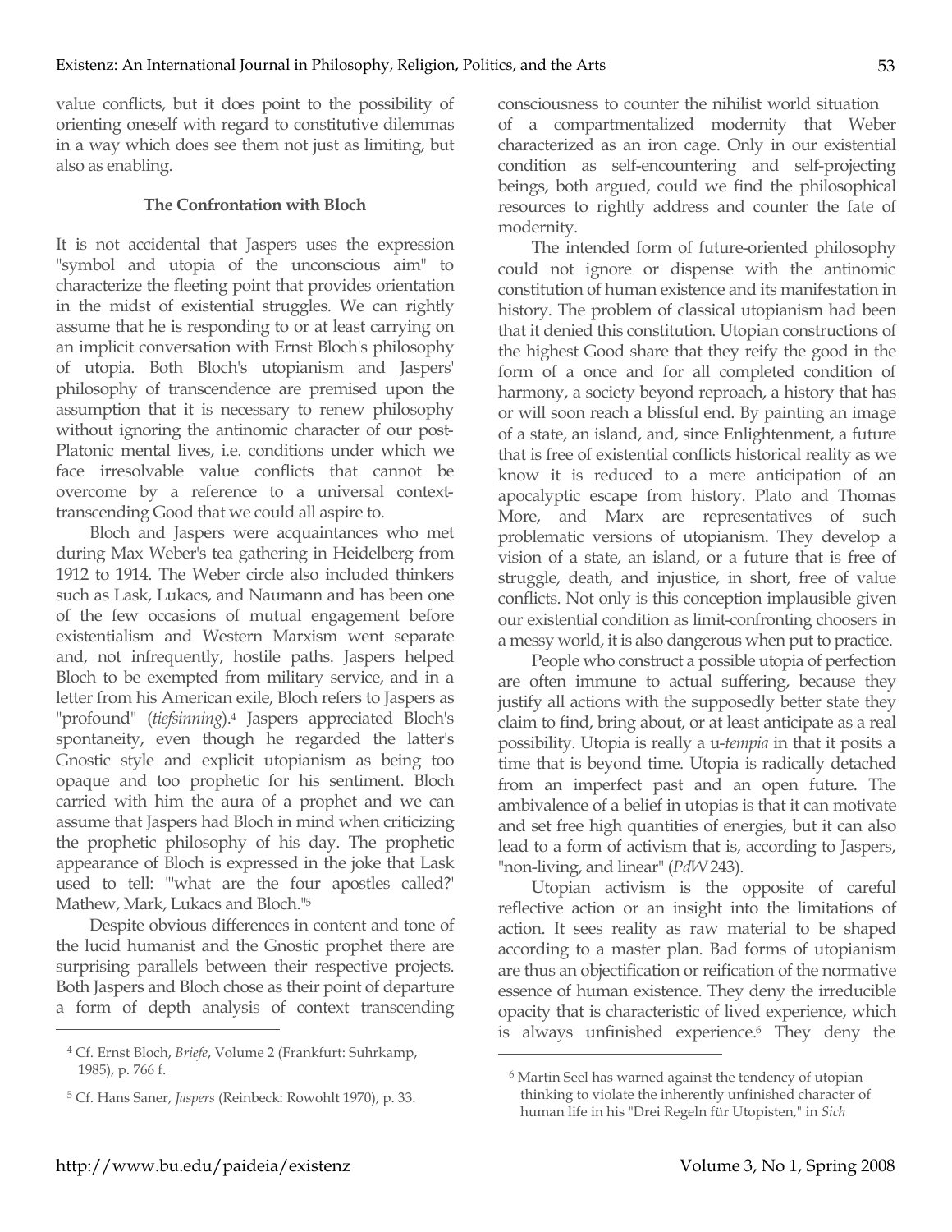value conflicts, but it does point to the possibility of orienting oneself with regard to constitutive dilemmas in a way which does see them not just as limiting, but also as enabling.

### The Confrontation with Bloch

It is not accidental that Jaspers uses the expression "symbol and utopia of the unconscious aim" to characterize the fleeting point that provides orientation in the midst of existential struggles. We can rightly assume that he is responding to or at least carrying on an implicit conversation with Ernst Bloch's philosophy of utopia. Both Bloch's utopianism and Jaspers' philosophy of transcendence are premised upon the assumption that it is necessary to renew philosophy without ignoring the antinomic character of our post-Platonic mental lives, i.e. conditions under which we face irresolvable value conflicts that cannot be overcome by a reference to a universal context-transcending Good that we could all aspire to.

Bloch and Jaspers were acquaintances who met during Max Weber's tea gathering in Heidelberg from 1912 to 1914. The Weber circle also included thinkers such as Lask, Lukacs, and Naumann and has been one of the few occasions of mutual engagement before existentialism and Western Marxism went separate and, not infrequently, hostile paths. Jaspers helped Bloch to be exempted from military service, and in a letter from his American exile, Bloch refers to Jaspers as "profound" (*tiefsinning*).[4] Jaspers appreciated Bloch's spontaneity, even though he regarded the latter's Gnostic style and explicit utopianism as being too opaque and too prophetic for his sentiment. Bloch carried with him the aura of a prophet and we can assume that Jaspers had Bloch in mind when criticizing the prophetic philosophy of his day. The prophetic appearance of Bloch is expressed in the joke that Lask used to tell: "'what are the four apostles called?' Mathew, Mark, Lukacs and Bloch."[5]

Despite obvious differences in content and tone of the lucid humanist and the Gnostic prophet there are surprising parallels between their respective projects. Both Jaspers and Bloch chose as their point of departure a form of depth analysis of context transcending consciousness to counter the nihilist world situation of a compartmentalized modernity that Weber characterized as an iron cage. Only in our existential condition as self-encountering and self-projecting beings, both argued, could we find the philosophical resources to rightly address and counter the fate of modernity.

The intended form of future-oriented philosophy could not ignore or dispense with the antinomic constitution of human existence and its manifestation in history. The problem of classical utopianism had been that it denied this constitution. Utopian constructions of the highest Good share that they reify the good in the form of a once and for all completed condition of harmony, a society beyond reproach, a history that has or will soon reach a blissful end. By painting an image of a state, an island, and, since Enlightenment, a future that is free of existential conflicts historical reality as we know it is reduced to a mere anticipation of an apocalyptic escape from history. Plato and Thomas More, and Marx are representatives of such problematic versions of utopianism. They develop a vision of a state, an island, or a future that is free of struggle, death, and injustice, in short, free of value conflicts. Not only is this conception implausible given our existential condition as limit-confronting choosers in a messy world, it is also dangerous when put to practice.

People who construct a possible utopia of perfection are often immune to actual suffering, because they justify all actions with the supposedly better state they claim to find, bring about, or at least anticipate as a real possibility. Utopia is really a u-*tempia* in that it posits a time that is beyond time. Utopia is radically detached from an imperfect past and an open future. The ambivalence of a belief in utopias is that it can motivate and set free high quantities of energies, but it can also lead to a form of activism that is, according to Jaspers, "non-living, and linear" (*PdW* 243).

Utopian activism is the opposite of careful reflective action or an insight into the limitations of action. It sees reality as raw material to be shaped according to a master plan. Bad forms of utopianism are thus an objectification or reification of the normative essence of human existence. They deny the irreducible opacity that is characteristic of lived experience, which is always unfinished experience.[6] They deny the

---

[4] Cf. Ernst Bloch, *Briefe*, Volume 2 (Frankfurt: Suhrkamp, 1985), p. 766 f.

[5] Cf. Hans Saner, *Jaspers* (Reinbeck: Rowohlt 1970), p. 33.

[6] Martin Seel has warned against the tendency of utopian thinking to violate the inherently unfinished character of human life in his "Drei Regeln für Utopisten," in *Sich*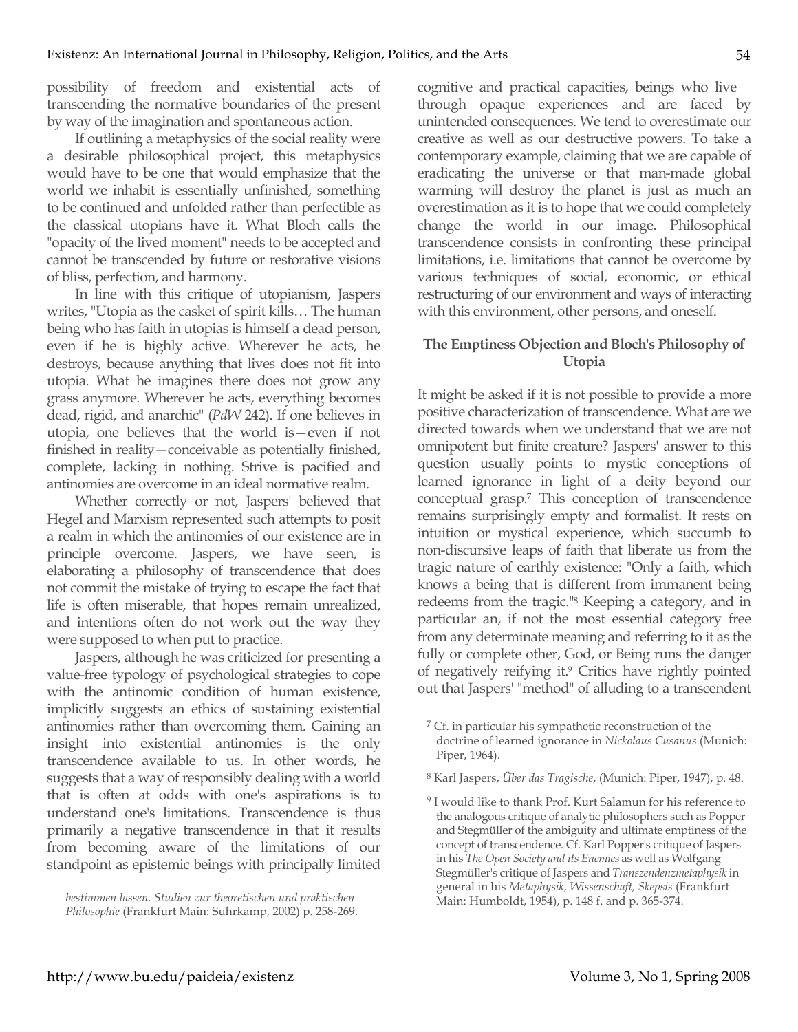possibility of freedom and existential acts of transcending the normative boundaries of the present by way of the imagination and spontaneous action.

If outlining a metaphysics of the social reality were a desirable philosophical project, this metaphysics would have to be one that would emphasize that the world we inhabit is essentially unfinished, something to be continued and unfolded rather than perfectible as the classical utopians have it. What Bloch calls the "opacity of the lived moment" needs to be accepted and cannot be transcended by future or restorative visions of bliss, perfection, and harmony.

In line with this critique of utopianism, Jaspers writes, "Utopia as the casket of spirit kills… The human being who has faith in utopias is himself a dead person, even if he is highly active. Wherever he acts, he destroys, because anything that lives does not fit into utopia. What he imagines there does not grow any grass anymore. Wherever he acts, everything becomes dead, rigid, and anarchic" (*PdW* 242). If one believes in utopia, one believes that the world is—even if not finished in reality—conceivable as potentially finished, complete, lacking in nothing. Strive is pacified and antinomies are overcome in an ideal normative realm.

Whether correctly or not, Jaspers' believed that Hegel and Marxism represented such attempts to posit a realm in which the antinomies of our existence are in principle overcome. Jaspers, we have seen, is elaborating a philosophy of transcendence that does not commit the mistake of trying to escape the fact that life is often miserable, that hopes remain unrealized, and intentions often do not work out the way they were supposed to when put to practice.

Jaspers, although he was criticized for presenting a value-free typology of psychological strategies to cope with the antinomic condition of human existence, implicitly suggests an ethics of sustaining existential antinomies rather than overcoming them. Gaining an insight into existential antinomies is the only transcendence available to us. In other words, he suggests that a way of responsibly dealing with a world that is often at odds with one's aspirations is to understand one's limitations. Transcendence is thus primarily a negative transcendence in that it results from becoming aware of the limitations of our standpoint as epistemic beings with principally limited cognitive and practical capacities, beings who live through opaque experiences and are faced by unintended consequences. We tend to overestimate our creative as well as our destructive powers. To take a contemporary example, claiming that we are capable of eradicating the universe or that man-made global warming will destroy the planet is just as much an overestimation as it is to hope that we could completely change the world in our image. Philosophical transcendence consists in confronting these principal limitations, i.e. limitations that cannot be overcome by various techniques of social, economic, or ethical restructuring of our environment and ways of interacting with this environment, other persons, and oneself.

## The Emptiness Objection and Bloch's Philosophy of Utopia

It might be asked if it is not possible to provide a more positive characterization of transcendence. What are we directed towards when we understand that we are not omnipotent but finite creature? Jaspers' answer to this question usually points to mystic conceptions of learned ignorance in light of a deity beyond our conceptual grasp.[7] This conception of transcendence remains surprisingly empty and formalist. It rests on intuition or mystical experience, which succumb to non-discursive leaps of faith that liberate us from the tragic nature of earthly existence: "Only a faith, which knows a being that is different from immanent being redeems from the tragic."[8] Keeping a category, and in particular an, if not the most essential category free from any determinate meaning and referring to it as the fully or complete other, God, or Being runs the danger of negatively reifying it.[9] Critics have rightly pointed out that Jaspers' "method" of alluding to a transcendent

---

*bestimmen lassen. Studien zur theoretischen und praktischen Philosophie* (Frankfurt Main: Suhrkamp, 2002) p. 258-269.

[7] Cf. in particular his sympathetic reconstruction of the doctrine of learned ignorance in *Nickolaus Cusanus* (Munich: Piper, 1964).

[8] Karl Jaspers, *Über das Tragische*, (Munich: Piper, 1947), p. 48.

[9] I would like to thank Prof. Kurt Salamun for his reference to the analogous critique of analytic philosophers such as Popper and Stegmüller of the ambiguity and ultimate emptiness of the concept of transcendence. Cf. Karl Popper's critique of Jaspers in his *The Open Society and its Enemies* as well as Wolfgang Stegmüller's critique of Jaspers and *Transzendenzmetaphysik* in general in his *Metaphysik, Wissenschaft, Skepsis* (Frankfurt Main: Humboldt, 1954), p. 148 f. and p. 365-374.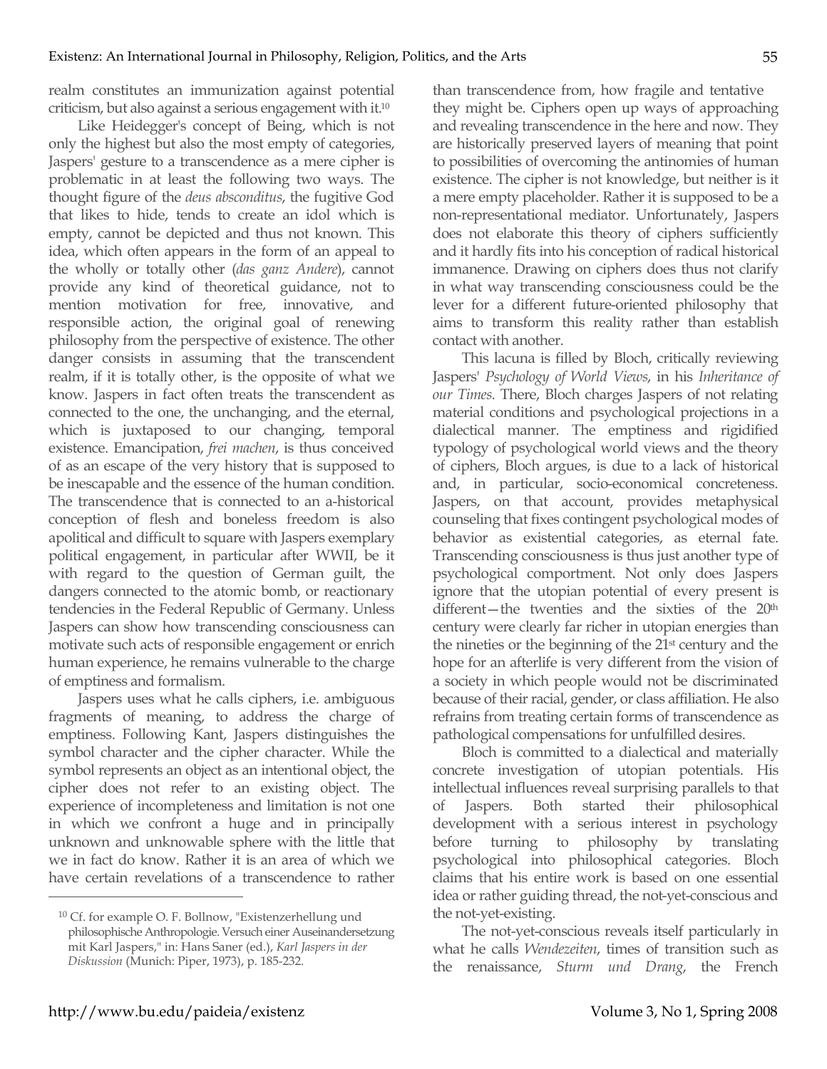realm constitutes an immunization against potential criticism, but also against a serious engagement with it.[10]

Like Heidegger's concept of Being, which is not only the highest but also the most empty of categories, Jaspers' gesture to a transcendence as a mere cipher is problematic in at least the following two ways. The thought figure of the *deus absconditus*, the fugitive God that likes to hide, tends to create an idol which is empty, cannot be depicted and thus not known. This idea, which often appears in the form of an appeal to the wholly or totally other (*das ganz Andere*), cannot provide any kind of theoretical guidance, not to mention motivation for free, innovative, and responsible action, the original goal of renewing philosophy from the perspective of existence. The other danger consists in assuming that the transcendent realm, if it is totally other, is the opposite of what we know. Jaspers in fact often treats the transcendent as connected to the one, the unchanging, and the eternal, which is juxtaposed to our changing, temporal existence. Emancipation, *frei machen*, is thus conceived of as an escape of the very history that is supposed to be inescapable and the essence of the human condition. The transcendence that is connected to an a-historical conception of flesh and boneless freedom is also apolitical and difficult to square with Jaspers exemplary political engagement, in particular after WWII, be it with regard to the question of German guilt, the dangers connected to the atomic bomb, or reactionary tendencies in the Federal Republic of Germany. Unless Jaspers can show how transcending consciousness can motivate such acts of responsible engagement or enrich human experience, he remains vulnerable to the charge of emptiness and formalism.

Jaspers uses what he calls ciphers, i.e. ambiguous fragments of meaning, to address the charge of emptiness. Following Kant, Jaspers distinguishes the symbol character and the cipher character. While the symbol represents an object as an intentional object, the cipher does not refer to an existing object. The experience of incompleteness and limitation is not one in which we confront a huge and in principally unknown and unknowable sphere with the little that we in fact do know. Rather it is an area of which we have certain revelations of a transcendence to rather than transcendence from, how fragile and tentative they might be. Ciphers open up ways of approaching and revealing transcendence in the here and now. They are historically preserved layers of meaning that point to possibilities of overcoming the antinomies of human existence. The cipher is not knowledge, but neither is it a mere empty placeholder. Rather it is supposed to be a non-representational mediator. Unfortunately, Jaspers does not elaborate this theory of ciphers sufficiently and it hardly fits into his conception of radical historical immanence. Drawing on ciphers does thus not clarify in what way transcending consciousness could be the lever for a different future-oriented philosophy that aims to transform this reality rather than establish contact with another.

This lacuna is filled by Bloch, critically reviewing Jaspers' *Psychology of World Views*, in his *Inheritance of our Times*. There, Bloch charges Jaspers of not relating material conditions and psychological projections in a dialectical manner. The emptiness and rigidified typology of psychological world views and the theory of ciphers, Bloch argues, is due to a lack of historical and, in particular, socio-economical concreteness. Jaspers, on that account, provides metaphysical counseling that fixes contingent psychological modes of behavior as existential categories, as eternal fate. Transcending consciousness is thus just another type of psychological comportment. Not only does Jaspers ignore that the utopian potential of every present is different—the twenties and the sixties of the 20th century were clearly far richer in utopian energies than the nineties or the beginning of the 21st century and the hope for an afterlife is very different from the vision of a society in which people would not be discriminated because of their racial, gender, or class affiliation. He also refrains from treating certain forms of transcendence as pathological compensations for unfulfilled desires.

Bloch is committed to a dialectical and materially concrete investigation of utopian potentials. His intellectual influences reveal surprising parallels to that of Jaspers. Both started their philosophical development with a serious interest in psychology before turning to philosophy by translating psychological into philosophical categories. Bloch claims that his entire work is based on one essential idea or rather guiding thread, the not-yet-conscious and the not-yet-existing.

The not-yet-conscious reveals itself particularly in what he calls *Wendezeiten*, times of transition such as the renaissance, *Sturm und Drang*, the French

---

[10] Cf. for example O. F. Bollnow, "Existenzerhellung und philosophische Anthropologie. Versuch einer Auseinandersetzung mit Karl Jaspers," in: Hans Saner (ed.), *Karl Jaspers in der Diskussion* (Munich: Piper, 1973), p. 185-232.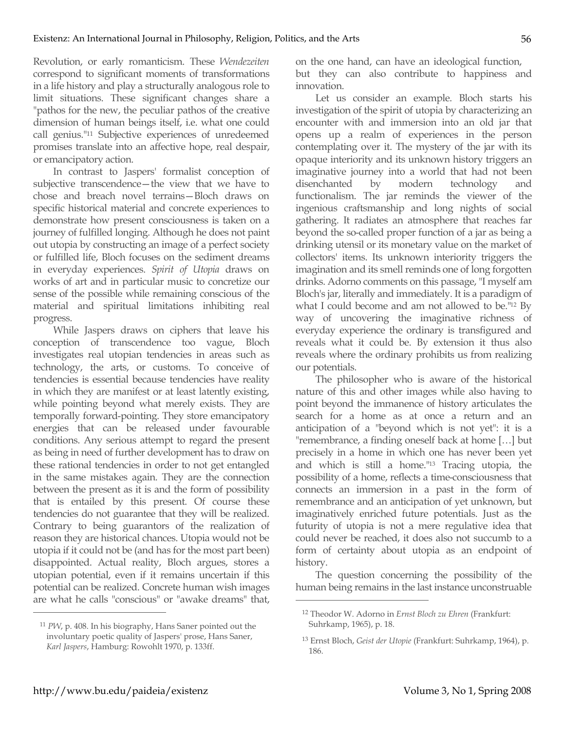Revolution, or early romanticism. These *Wendezeiten* correspond to significant moments of transformations in a life history and play a structurally analogous role to limit situations. These significant changes share a "pathos for the new, the peculiar pathos of the creative dimension of human beings itself, i.e. what one could call genius."[11] Subjective experiences of unredeemed promises translate into an affective hope, real despair, or emancipatory action.

In contrast to Jaspers' formalist conception of subjective transcendence—the view that we have to chose and breach novel terrains—Bloch draws on specific historical material and concrete experiences to demonstrate how present consciousness is taken on a journey of fulfilled longing. Although he does not paint out utopia by constructing an image of a perfect society or fulfilled life, Bloch focuses on the sediment dreams in everyday experiences. *Spirit of Utopia* draws on works of art and in particular music to concretize our sense of the possible while remaining conscious of the material and spiritual limitations inhibiting real progress.

While Jaspers draws on ciphers that leave his conception of transcendence too vague, Bloch investigates real utopian tendencies in areas such as technology, the arts, or customs. To conceive of tendencies is essential because tendencies have reality in which they are manifest or at least latently existing, while pointing beyond what merely exists. They are temporally forward-pointing. They store emancipatory energies that can be released under favourable conditions. Any serious attempt to regard the present as being in need of further development has to draw on these rational tendencies in order to not get entangled in the same mistakes again. They are the connection between the present as it is and the form of possibility that is entailed by this present. Of course these tendencies do not guarantee that they will be realized. Contrary to being guarantors of the realization of reason they are historical chances. Utopia would not be utopia if it could not be (and has for the most part been) disappointed. Actual reality, Bloch argues, stores a utopian potential, even if it remains uncertain if this potential can be realized. Concrete human wish images are what he calls "conscious" or "awake dreams" that, on the one hand, can have an ideological function, but they can also contribute to happiness and innovation.

Let us consider an example. Bloch starts his investigation of the spirit of utopia by characterizing an encounter with and immersion into an old jar that opens up a realm of experiences in the person contemplating over it. The mystery of the jar with its opaque interiority and its unknown history triggers an imaginative journey into a world that had not been disenchanted by modern technology and functionalism. The jar reminds the viewer of the ingenious craftsmanship and long nights of social gathering. It radiates an atmosphere that reaches far beyond the so-called proper function of a jar as being a drinking utensil or its monetary value on the market of collectors' items. Its unknown interiority triggers the imagination and its smell reminds one of long forgotten drinks. Adorno comments on this passage, "I myself am Bloch's jar, literally and immediately. It is a paradigm of what I could become and am not allowed to be."[12] By way of uncovering the imaginative richness of everyday experience the ordinary is transfigured and reveals what it could be. By extension it thus also reveals where the ordinary prohibits us from realizing our potentials.

The philosopher who is aware of the historical nature of this and other images while also having to point beyond the immanence of history articulates the search for a home as at once a return and an anticipation of a "beyond which is not yet": it is a "remembrance, a finding oneself back at home […] but precisely in a home in which one has never been yet and which is still a home."[13] Tracing utopia, the possibility of a home, reflects a time-consciousness that connects an immersion in a past in the form of remembrance and an anticipation of yet unknown, but imaginatively enriched future potentials. Just as the futurity of utopia is not a mere regulative idea that could never be reached, it does also not succumb to a form of certainty about utopia as an endpoint of history.

The question concerning the possibility of the human being remains in the last instance unconstruable

---

[11] *PW*, p. 408. In his biography, Hans Saner pointed out the involuntary poetic quality of Jaspers' prose, Hans Saner, *Karl Jaspers*, Hamburg: Rowohlt 1970, p. 133ff.

[12] Theodor W. Adorno in *Ernst Bloch zu Ehren* (Frankfurt: Suhrkamp, 1965), p. 18.

[13] Ernst Bloch, *Geist der Utopie* (Frankfurt: Suhrkamp, 1964), p. 186.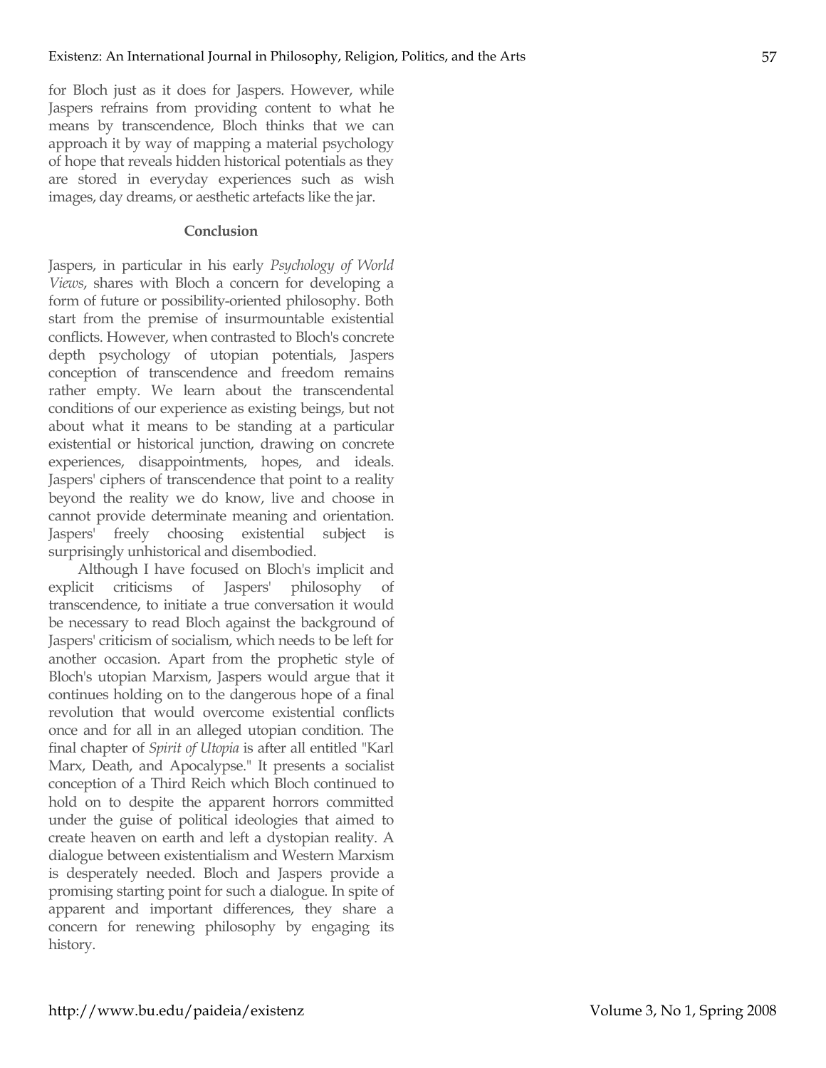for Bloch just as it does for Jaspers. However, while Jaspers refrains from providing content to what he means by transcendence, Bloch thinks that we can approach it by way of mapping a material psychology of hope that reveals hidden historical potentials as they are stored in everyday experiences such as wish images, day dreams, or aesthetic artefacts like the jar.

### Conclusion

Jaspers, in particular in his early *Psychology of World Views*, shares with Bloch a concern for developing a form of future or possibility-oriented philosophy. Both start from the premise of insurmountable existential conflicts. However, when contrasted to Bloch's concrete depth psychology of utopian potentials, Jaspers conception of transcendence and freedom remains rather empty. We learn about the transcendental conditions of our experience as existing beings, but not about what it means to be standing at a particular existential or historical junction, drawing on concrete experiences, disappointments, hopes, and ideals. Jaspers' ciphers of transcendence that point to a reality beyond the reality we do know, live and choose in cannot provide determinate meaning and orientation. Jaspers' freely choosing existential subject is surprisingly unhistorical and disembodied.

Although I have focused on Bloch's implicit and explicit criticisms of Jaspers' philosophy of transcendence, to initiate a true conversation it would be necessary to read Bloch against the background of Jaspers' criticism of socialism, which needs to be left for another occasion. Apart from the prophetic style of Bloch's utopian Marxism, Jaspers would argue that it continues holding on to the dangerous hope of a final revolution that would overcome existential conflicts once and for all in an alleged utopian condition. The final chapter of *Spirit of Utopia* is after all entitled "Karl Marx, Death, and Apocalypse." It presents a socialist conception of a Third Reich which Bloch continued to hold on to despite the apparent horrors committed under the guise of political ideologies that aimed to create heaven on earth and left a dystopian reality. A dialogue between existentialism and Western Marxism is desperately needed. Bloch and Jaspers provide a promising starting point for such a dialogue. In spite of apparent and important differences, they share a concern for renewing philosophy by engaging its history.